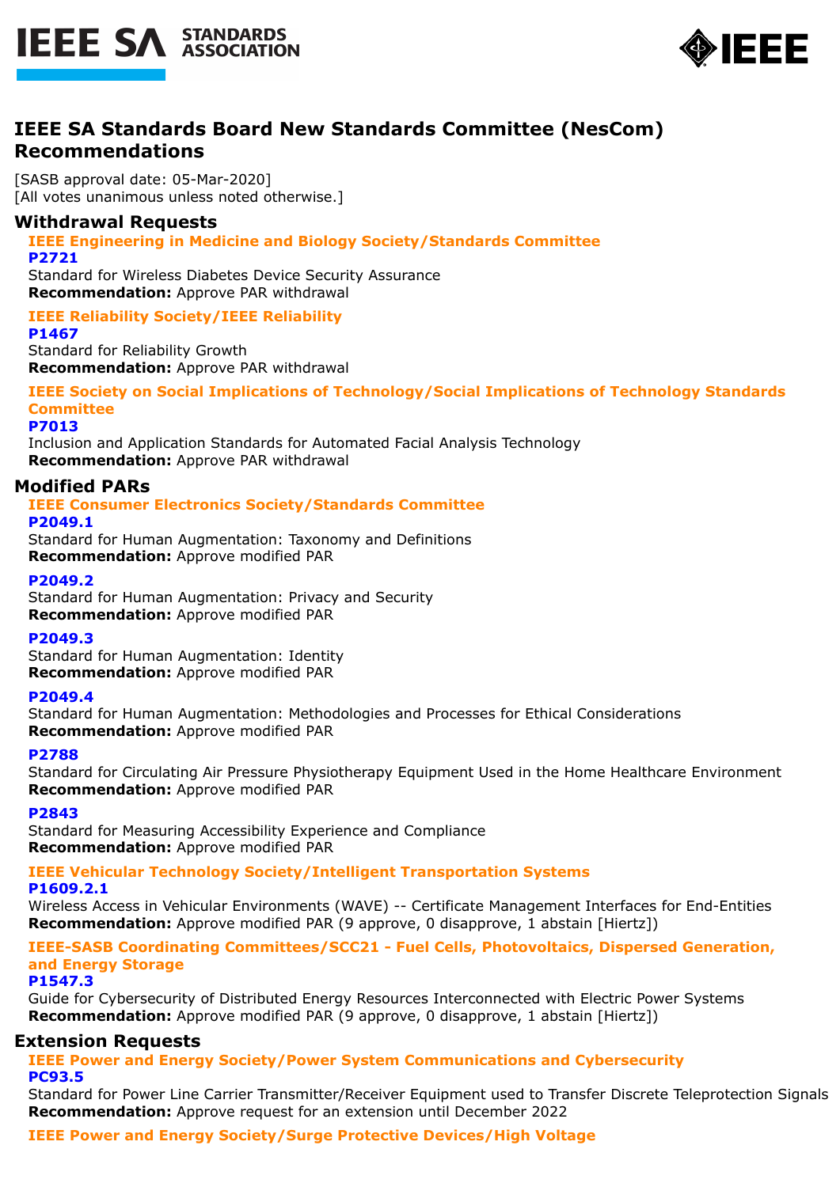# IEEE SA Standards Board New Standards Committee (NesCom) Recommendations

[SASB approval date: 05-Mar-2020]
[All votes unanimous unless noted otherwise.]

## Withdrawal Requests

### IEEE Engineering in Medicine and Biology Society/Standards Committee

**P2721**
Standard for Wireless Diabetes Device Security Assurance
**Recommendation:** Approve PAR withdrawal

### IEEE Reliability Society/IEEE Reliability

**P1467**
Standard for Reliability Growth
**Recommendation:** Approve PAR withdrawal

### IEEE Society on Social Implications of Technology/Social Implications of Technology Standards Committee

**P7013**
Inclusion and Application Standards for Automated Facial Analysis Technology
**Recommendation:** Approve PAR withdrawal

## Modified PARs

### IEEE Consumer Electronics Society/Standards Committee

**P2049.1**
Standard for Human Augmentation: Taxonomy and Definitions
**Recommendation:** Approve modified PAR

**P2049.2**
Standard for Human Augmentation: Privacy and Security
**Recommendation:** Approve modified PAR

**P2049.3**
Standard for Human Augmentation: Identity
**Recommendation:** Approve modified PAR

**P2049.4**
Standard for Human Augmentation: Methodologies and Processes for Ethical Considerations
**Recommendation:** Approve modified PAR

**P2788**
Standard for Circulating Air Pressure Physiotherapy Equipment Used in the Home Healthcare Environment
**Recommendation:** Approve modified PAR

**P2843**
Standard for Measuring Accessibility Experience and Compliance
**Recommendation:** Approve modified PAR

### IEEE Vehicular Technology Society/Intelligent Transportation Systems

**P1609.2.1**
Wireless Access in Vehicular Environments (WAVE) -- Certificate Management Interfaces for End-Entities
**Recommendation:** Approve modified PAR (9 approve, 0 disapprove, 1 abstain [Hiertz])

### IEEE-SASB Coordinating Committees/SCC21 - Fuel Cells, Photovoltaics, Dispersed Generation, and Energy Storage

**P1547.3**
Guide for Cybersecurity of Distributed Energy Resources Interconnected with Electric Power Systems
**Recommendation:** Approve modified PAR (9 approve, 0 disapprove, 1 abstain [Hiertz])

## Extension Requests

### IEEE Power and Energy Society/Power System Communications and Cybersecurity

**PC93.5**
Standard for Power Line Carrier Transmitter/Receiver Equipment used to Transfer Discrete Teleprotection Signals
**Recommendation:** Approve request for an extension until December 2022

### IEEE Power and Energy Society/Surge Protective Devices/High Voltage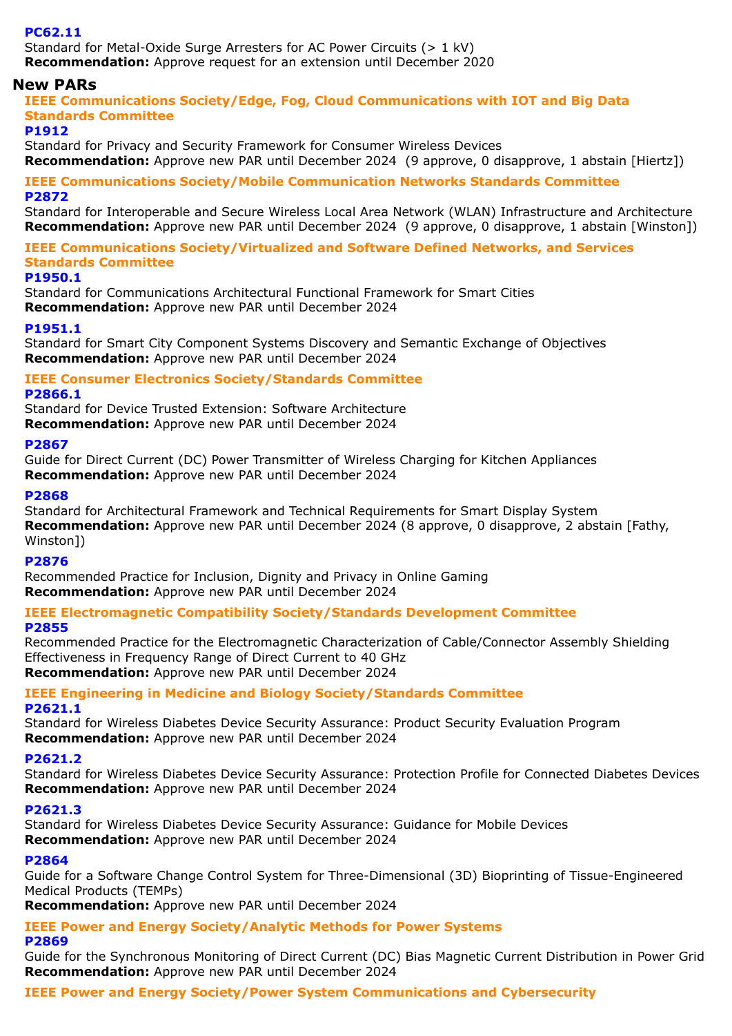**PC62.11**
Standard for Metal-Oxide Surge Arresters for AC Power Circuits (> 1 kV)
**Recommendation:** Approve request for an extension until December 2020

## New PARs

### IEEE Communications Society/Edge, Fog, Cloud Communications with IOT and Big Data Standards Committee

**P1912**
Standard for Privacy and Security Framework for Consumer Wireless Devices
**Recommendation:** Approve new PAR until December 2024 (9 approve, 0 disapprove, 1 abstain [Hiertz])

### IEEE Communications Society/Mobile Communication Networks Standards Committee

**P2872**
Standard for Interoperable and Secure Wireless Local Area Network (WLAN) Infrastructure and Architecture
**Recommendation:** Approve new PAR until December 2024 (9 approve, 0 disapprove, 1 abstain [Winston])

### IEEE Communications Society/Virtualized and Software Defined Networks, and Services Standards Committee

**P1950.1**
Standard for Communications Architectural Functional Framework for Smart Cities
**Recommendation:** Approve new PAR until December 2024

**P1951.1**
Standard for Smart City Component Systems Discovery and Semantic Exchange of Objectives
**Recommendation:** Approve new PAR until December 2024

### IEEE Consumer Electronics Society/Standards Committee

**P2866.1**
Standard for Device Trusted Extension: Software Architecture
**Recommendation:** Approve new PAR until December 2024

**P2867**
Guide for Direct Current (DC) Power Transmitter of Wireless Charging for Kitchen Appliances
**Recommendation:** Approve new PAR until December 2024

**P2868**
Standard for Architectural Framework and Technical Requirements for Smart Display System
**Recommendation:** Approve new PAR until December 2024 (8 approve, 0 disapprove, 2 abstain [Fathy, Winston])

**P2876**
Recommended Practice for Inclusion, Dignity and Privacy in Online Gaming
**Recommendation:** Approve new PAR until December 2024

### IEEE Electromagnetic Compatibility Society/Standards Development Committee

**P2855**
Recommended Practice for the Electromagnetic Characterization of Cable/Connector Assembly Shielding Effectiveness in Frequency Range of Direct Current to 40 GHz
**Recommendation:** Approve new PAR until December 2024

### IEEE Engineering in Medicine and Biology Society/Standards Committee

**P2621.1**
Standard for Wireless Diabetes Device Security Assurance: Product Security Evaluation Program
**Recommendation:** Approve new PAR until December 2024

**P2621.2**
Standard for Wireless Diabetes Device Security Assurance: Protection Profile for Connected Diabetes Devices
**Recommendation:** Approve new PAR until December 2024

**P2621.3**
Standard for Wireless Diabetes Device Security Assurance: Guidance for Mobile Devices
**Recommendation:** Approve new PAR until December 2024

**P2864**
Guide for a Software Change Control System for Three-Dimensional (3D) Bioprinting of Tissue-Engineered Medical Products (TEMPs)
**Recommendation:** Approve new PAR until December 2024

### IEEE Power and Energy Society/Analytic Methods for Power Systems

**P2869**
Guide for the Synchronous Monitoring of Direct Current (DC) Bias Magnetic Current Distribution in Power Grid
**Recommendation:** Approve new PAR until December 2024

### IEEE Power and Energy Society/Power System Communications and Cybersecurity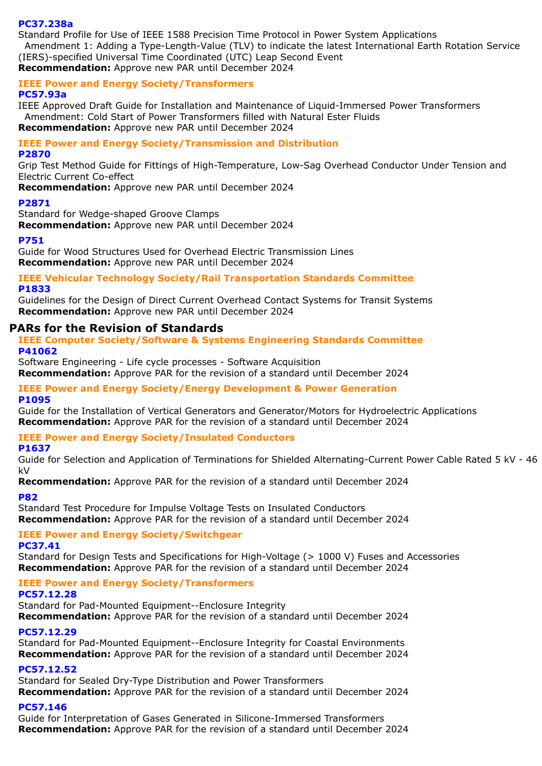**PC37.238a**

Standard Profile for Use of IEEE 1588 Precision Time Protocol in Power System Applications
 Amendment 1: Adding a Type-Length-Value (TLV) to indicate the latest International Earth Rotation Service (IERS)-specified Universal Time Coordinated (UTC) Leap Second Event

**Recommendation:** Approve new PAR until December 2024

### IEEE Power and Energy Society/Transformers

**PC57.93a**

IEEE Approved Draft Guide for Installation and Maintenance of Liquid-Immersed Power Transformers
 Amendment: Cold Start of Power Transformers filled with Natural Ester Fluids

**Recommendation:** Approve new PAR until December 2024

### IEEE Power and Energy Society/Transmission and Distribution

**P2870**

Grip Test Method Guide for Fittings of High-Temperature, Low-Sag Overhead Conductor Under Tension and Electric Current Co-effect

**Recommendation:** Approve new PAR until December 2024

**P2871**

Standard for Wedge-shaped Groove Clamps

**Recommendation:** Approve new PAR until December 2024

**P751**

Guide for Wood Structures Used for Overhead Electric Transmission Lines

**Recommendation:** Approve new PAR until December 2024

### IEEE Vehicular Technology Society/Rail Transportation Standards Committee

**P1833**

Guidelines for the Design of Direct Current Overhead Contact Systems for Transit Systems

**Recommendation:** Approve new PAR until December 2024

## PARs for the Revision of Standards

### IEEE Computer Society/Software & Systems Engineering Standards Committee

**P41062**

Software Engineering - Life cycle processes - Software Acquisition

**Recommendation:** Approve PAR for the revision of a standard until December 2024

### IEEE Power and Energy Society/Energy Development & Power Generation

**P1095**

Guide for the Installation of Vertical Generators and Generator/Motors for Hydroelectric Applications

**Recommendation:** Approve PAR for the revision of a standard until December 2024

### IEEE Power and Energy Society/Insulated Conductors

**P1637**

Guide for Selection and Application of Terminations for Shielded Alternating-Current Power Cable Rated 5 kV - 46 kV

**Recommendation:** Approve PAR for the revision of a standard until December 2024

**P82**

Standard Test Procedure for Impulse Voltage Tests on Insulated Conductors

**Recommendation:** Approve PAR for the revision of a standard until December 2024

### IEEE Power and Energy Society/Switchgear

**PC37.41**

Standard for Design Tests and Specifications for High-Voltage (> 1000 V) Fuses and Accessories

**Recommendation:** Approve PAR for the revision of a standard until December 2024

### IEEE Power and Energy Society/Transformers

**PC57.12.28**

Standard for Pad-Mounted Equipment--Enclosure Integrity

**Recommendation:** Approve PAR for the revision of a standard until December 2024

**PC57.12.29**

Standard for Pad-Mounted Equipment--Enclosure Integrity for Coastal Environments

**Recommendation:** Approve PAR for the revision of a standard until December 2024

**PC57.12.52**

Standard for Sealed Dry-Type Distribution and Power Transformers

**Recommendation:** Approve PAR for the revision of a standard until December 2024

**PC57.146**

Guide for Interpretation of Gases Generated in Silicone-Immersed Transformers

**Recommendation:** Approve PAR for the revision of a standard until December 2024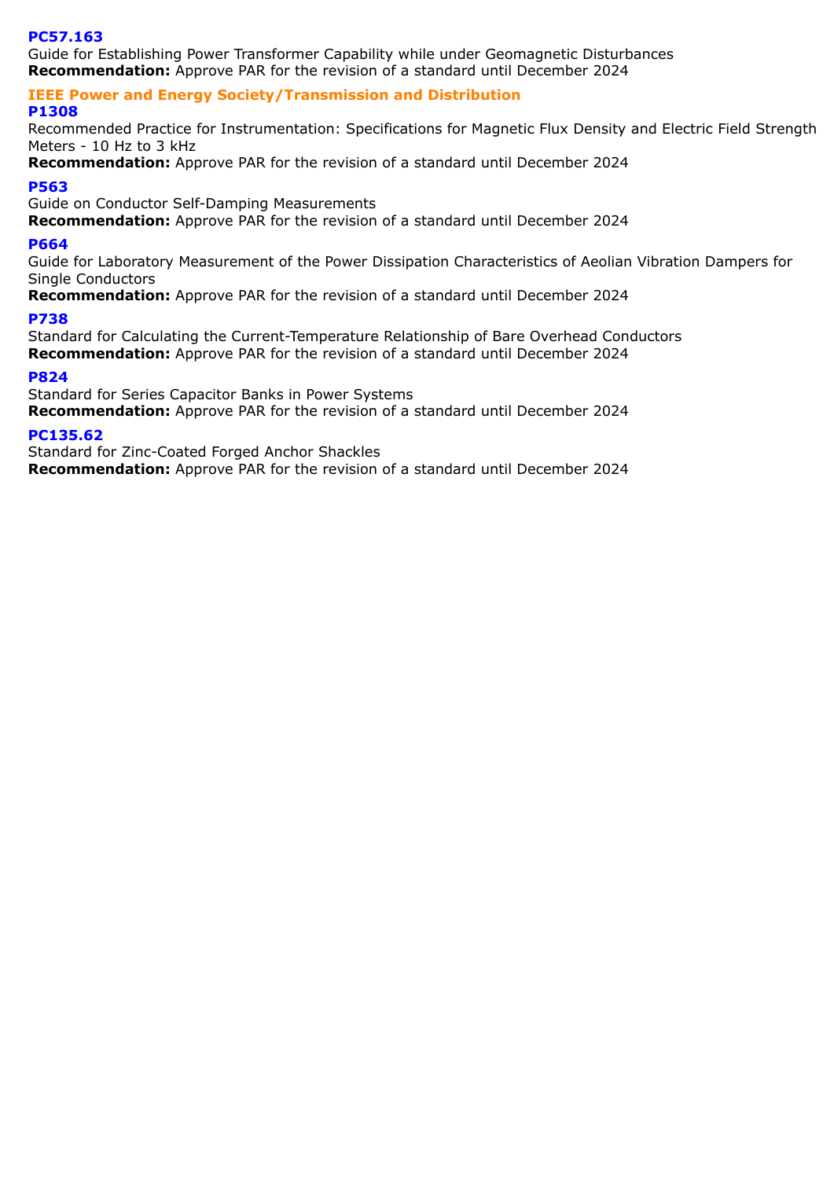### PC57.163

Guide for Establishing Power Transformer Capability while under Geomagnetic Disturbances

**Recommendation:** Approve PAR for the revision of a standard until December 2024

## IEEE Power and Energy Society/Transmission and Distribution

### P1308

Recommended Practice for Instrumentation: Specifications for Magnetic Flux Density and Electric Field Strength Meters - 10 Hz to 3 kHz

**Recommendation:** Approve PAR for the revision of a standard until December 2024

### P563

Guide on Conductor Self-Damping Measurements

**Recommendation:** Approve PAR for the revision of a standard until December 2024

### P664

Guide for Laboratory Measurement of the Power Dissipation Characteristics of Aeolian Vibration Dampers for Single Conductors

**Recommendation:** Approve PAR for the revision of a standard until December 2024

### P738

Standard for Calculating the Current-Temperature Relationship of Bare Overhead Conductors

**Recommendation:** Approve PAR for the revision of a standard until December 2024

### P824

Standard for Series Capacitor Banks in Power Systems

**Recommendation:** Approve PAR for the revision of a standard until December 2024

### PC135.62

Standard for Zinc-Coated Forged Anchor Shackles

**Recommendation:** Approve PAR for the revision of a standard until December 2024